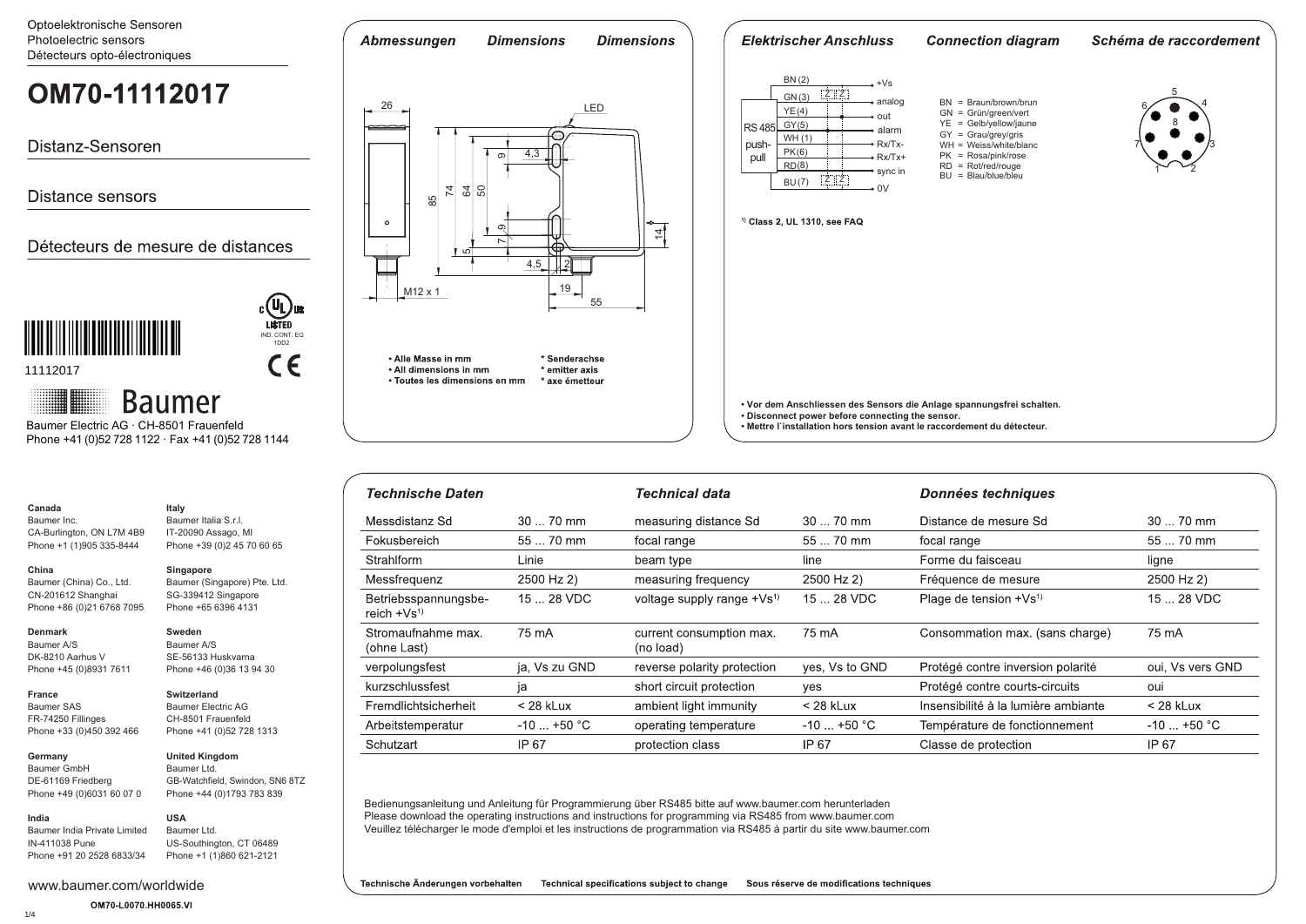Optoelektronische Sensoren
Photoelectric sensors
Détecteurs opto-électroniques

# OM70-11112017

## Distanz-Sensoren

## Distance sensors

## Détecteurs de mesure de distances

11112017

Baumer

Baumer Electric AG · CH-8501 Frauenfeld
Phone +41 (0)52 728 1122 · Fax +41 (0)52 728 1144

### Abmessungen / Dimensions / Dimensions

- **Alle Masse in mm**
- **All dimensions in mm**
- **Toutes les dimensions en mm**

**\* Senderachse**
**\* emitter axis**
**\* axe émetteur**

### Elektrischer Anschluss / Connection diagram / Schéma de raccordement

| Pin | Signal |
|---|---|
| BN (2) | +Vs |
| GN (3) | analog |
| YE (4) | out |
| GY (5) | alarm |
| WH (1) | Rx/Tx- |
| PK (6) | Rx/Tx+ |
| RD (8) | sync in |
| BU (7) | 0V |

BN = Braun/brown/brun
GN = Grün/green/vert
YE = Gelb/yellow/jaune
GY = Grau/grey/gris
WH = Weiss/white/blanc
PK = Rosa/pink/rose
RD = Rot/red/rouge
BU = Blau/blue/bleu

1) Class 2, UL 1310, see FAQ

- **Vor dem Anschliessen des Sensors die Anlage spannungsfrei schalten.**
- **Disconnect power before connecting the sensor.**
- **Mettre l´installation hors tension avant le raccordement du détecteur.**

### Technische Daten / Technical data / Données techniques

| Technische Daten | | Technical data | | Données techniques | |
|---|---|---|---|---|---|
| Messdistanz Sd | 30 ... 70 mm | measuring distance Sd | 30 ... 70 mm | Distance de mesure Sd | 30 ... 70 mm |
| Fokusbereich | 55 ... 70 mm | focal range | 55 ... 70 mm | focal range | 55 ... 70 mm |
| Strahlform | Linie | beam type | line | Forme du faisceau | ligne |
| Messfrequenz | 2500 Hz 2) | measuring frequency | 2500 Hz 2) | Fréquence de mesure | 2500 Hz 2) |
| Betriebsspannungsbereich +Vs[1] | 15 ... 28 VDC | voltage supply range +Vs[1] | 15 ... 28 VDC | Plage de tension +Vs[1] | 15 ... 28 VDC |
| Stromaufnahme max. (ohne Last) | 75 mA | current consumption max. (no load) | 75 mA | Consommation max. (sans charge) | 75 mA |
| verpolungsfest | ja, Vs zu GND | reverse polarity protection | yes, Vs to GND | Protégé contre inversion polarité | oui, Vs vers GND |
| kurzschlussfest | ja | short circuit protection | yes | Protégé contre courts-circuits | oui |
| Fremdlichtsicherheit | < 28 kLux | ambient light immunity | < 28 kLux | Insensibilité à la lumière ambiante | < 28 kLux |
| Arbeitstemperatur | -10 ... +50 °C | operating temperature | -10 ... +50 °C | Température de fonctionnement | -10 ... +50 °C |
| Schutzart | IP 67 | protection class | IP 67 | Classe de protection | IP 67 |

Bedienungsanleitung und Anleitung für Programmierung über RS485 bitte auf www.baumer.com herunterladen
Please download the operating instructions and instructions for programming via RS485 from www.baumer.com
Veuillez télécharger le mode d'emploi et les instructions de programmation via RS485 à partir du site www.baumer.com

**Technische Änderungen vorbehalten** **Technical specifications subject to change** **Sous réserve de modifications techniques**

**Canada**
Baumer Inc.
CA-Burlington, ON L7M 4B9
Phone +1 (1)905 335-8444

**China**
Baumer (China) Co., Ltd.
CN-201612 Shanghai
Phone +86 (0)21 6768 7095

**Denmark**
Baumer A/S
DK-8210 Aarhus V
Phone +45 (0)8931 7611

**France**
Baumer SAS
FR-74250 Fillinges
Phone +33 (0)450 392 466

**Germany**
Baumer GmbH
DE-61169 Friedberg
Phone +49 (0)6031 60 07 0

**India**
Baumer India Private Limited
IN-411038 Pune
Phone +91 20 2528 6833/34

**Italy**
Baumer Italia S.r.l.
IT-20090 Assago, MI
Phone +39 (0)2 45 70 60 65

**Singapore**
Baumer (Singapore) Pte. Ltd.
SG-339412 Singapore
Phone +65 6396 4131

**Sweden**
Baumer A/S
SE-56133 Huskvarna
Phone +46 (0)36 13 94 30

**Switzerland**
Baumer Electric AG
CH-8501 Frauenfeld
Phone +41 (0)52 728 1313

**United Kingdom**
Baumer Ltd.
GB-Watchfield, Swindon, SN6 8TZ
Phone +44 (0)1793 783 839

**USA**
Baumer Ltd.
US-Southington, CT 06489
Phone +1 (1)860 621-2121

www.baumer.com/worldwide

**OM70-L0070.HH0065.VI**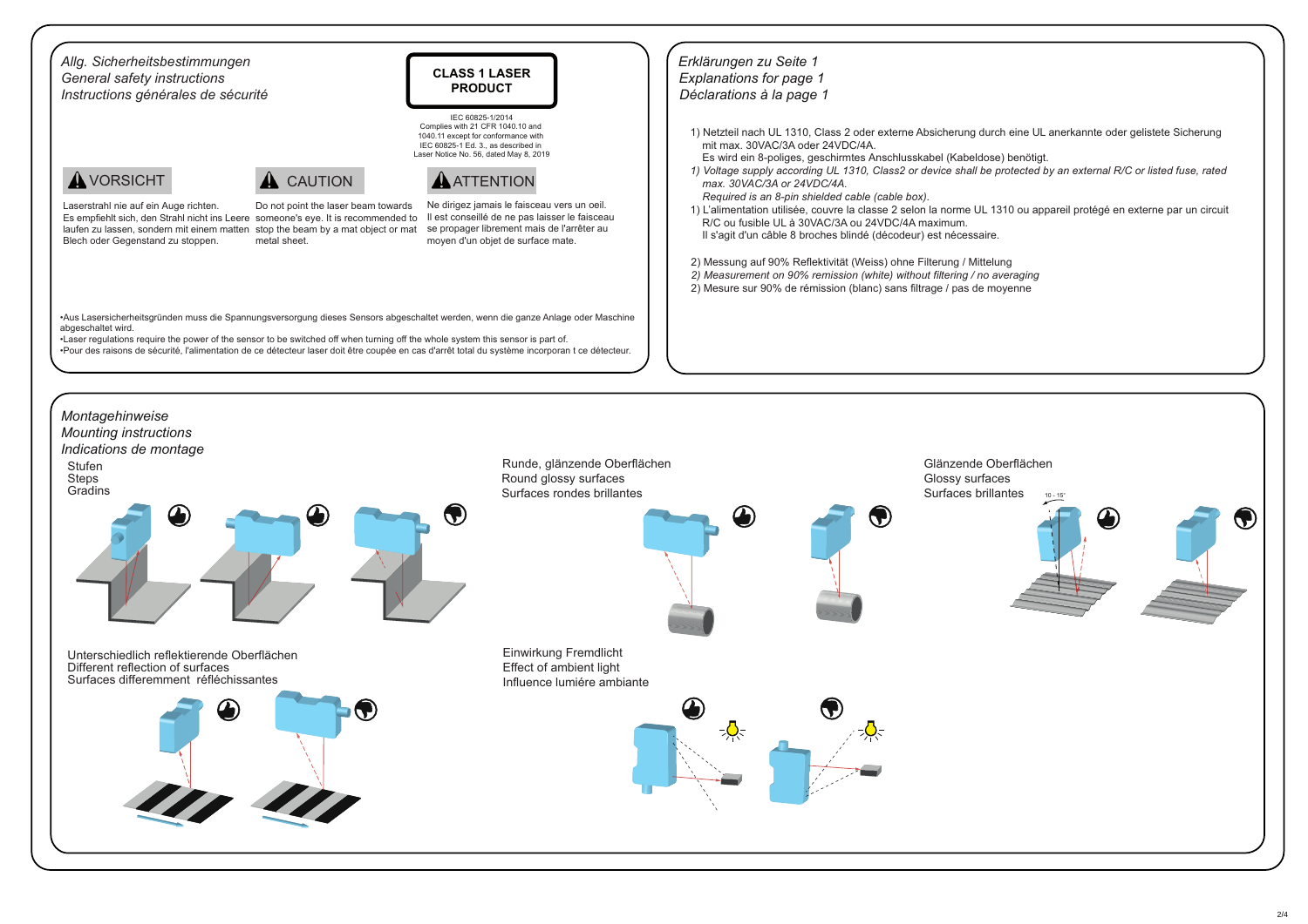## *Allg. Sicherheitsbestimmungen*
## *General safety instructions*
## *Instructions générales de sécurité*

**CLASS 1 LASER PRODUCT**

IEC 60825-1/2014
Complies with 21 CFR 1040.10 and 1040.11 except for conformance with IEC 60825-1 Ed. 3., as described in Laser Notice No. 56, dated May 8, 2019

**VORSICHT**

Laserstrahl nie auf ein Auge richten.
Es empfiehlt sich, den Strahl nicht ins Leere laufen zu lassen, sondern mit einem matten Blech oder Gegenstand zu stoppen.

**CAUTION**

Do not point the laser beam towards someone's eye. It is recommended to stop the beam by a mat object or mat metal sheet.

**ATTENTION**

Ne dirigez jamais le faisceau vers un oeil.
Il est conseillé de ne pas laisser le faisceau se propager librement mais de l'arrêter au moyen d'un objet de surface mate.

•Aus Lasersicherheitsgründen muss die Spannungsversorgung dieses Sensors abgeschaltet werden, wenn die ganze Anlage oder Maschine abgeschaltet wird.
•Laser regulations require the power of the sensor to be switched off when turning off the whole system this sensor is part of.
•Pour des raisons de sécurité, l'alimentation de ce détecteur laser doit être coupée en cas d'arrêt total du système incorporan t ce détecteur.

## *Erklärungen zu Seite 1*
## *Explanations for page 1*
## *Déclarations à la page 1*

1) Netzteil nach UL 1310, Class 2 oder externe Absicherung durch eine UL anerkannte oder gelistete Sicherung mit max. 30VAC/3A oder 24VDC/4A.
Es wird ein 8-poliges, geschirmtes Anschlusskabel (Kabeldose) benötigt.

*1) Voltage supply according UL 1310, Class2 or device shall be protected by an external R/C or listed fuse, rated max. 30VAC/3A or 24VDC/4A.*
*Required is an 8-pin shielded cable (cable box).*

1) L'alimentation utilisée, couvre la classe 2 selon la norme UL 1310 ou appareil protégé en externe par un circuit R/C ou fusible UL à 30VAC/3A ou 24VDC/4A maximum.
Il s'agit d'un câble 8 broches blindé (décodeur) est nécessaire.

2) Messung auf 90% Reflektivität (Weiss) ohne Filterung / Mittelung
*2) Measurement on 90% remission (white) without filtering / no averaging*
2) Mesure sur 90% de rémission (blanc) sans filtrage / pas de moyenne

## *Montagehinweise*
## *Mounting instructions*
## *Indications de montage*

Stufen
Steps
Gradins

Runde, glänzende Oberflächen
Round glossy surfaces
Surfaces rondes brillantes

Glänzende Oberflächen
Glossy surfaces
Surfaces brillantes

10 - 15°

Unterschiedlich reflektierende Oberflächen
Different reflection of surfaces
Surfaces differemment réfléchissantes

Einwirkung Fremdlicht
Effect of ambient light
Influence lumiére ambiante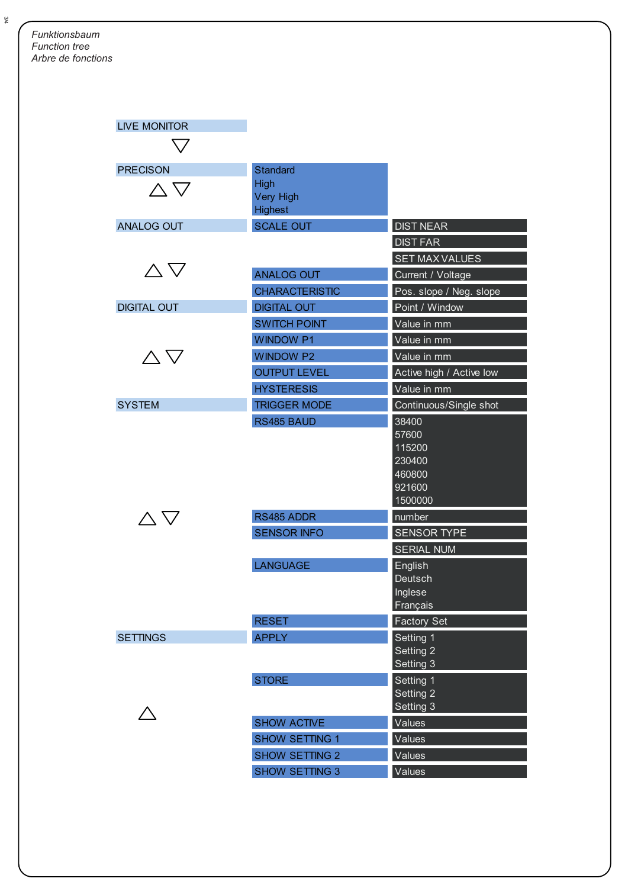*Funktionsbaum*
*Function tree*
*Arbre de fonctions*

| Menu | Submenu | Options |
|---|---|---|
| LIVE MONITOR | | |
| ▽ | | |
| PRECISON | Standard<br>High<br>Very High<br>Highest | |
| △ ▽ | | |
| ANALOG OUT | SCALE OUT | DIST NEAR |
| | | DIST FAR |
| | | SET MAX VALUES |
| △ ▽ | ANALOG OUT | Current / Voltage |
| | CHARACTERISTIC | Pos. slope / Neg. slope |
| DIGITAL OUT | DIGITAL OUT | Point / Window |
| | SWITCH POINT | Value in mm |
| | WINDOW P1 | Value in mm |
| △ ▽ | WINDOW P2 | Value in mm |
| | OUTPUT LEVEL | Active high / Active low |
| | HYSTERESIS | Value in mm |
| SYSTEM | TRIGGER MODE | Continuous/Single shot |
| | RS485 BAUD | 38400<br>57600<br>115200<br>230400<br>460800<br>921600<br>1500000 |
| △ ▽ | RS485 ADDR | number |
| | SENSOR INFO | SENSOR TYPE |
| | | SERIAL NUM |
| | LANGUAGE | English<br>Deutsch<br>Inglese<br>Français |
| | RESET | Factory Set |
| SETTINGS | APPLY | Setting 1<br>Setting 2<br>Setting 3 |
| | STORE | Setting 1<br>Setting 2<br>Setting 3 |
| △ | SHOW ACTIVE | Values |
| | SHOW SETTING 1 | Values |
| | SHOW SETTING 2 | Values |
| | SHOW SETTING 3 | Values |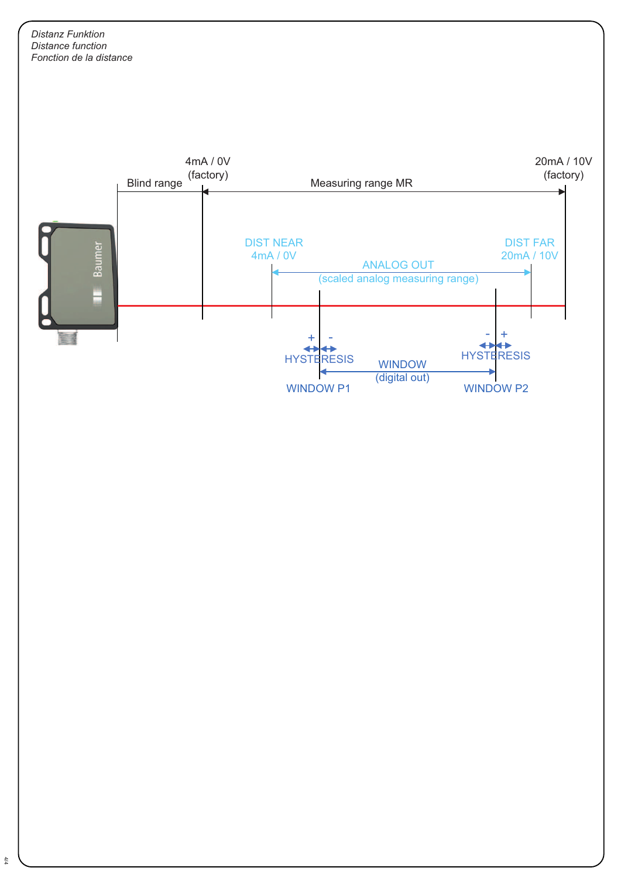*Distanz Funktion*
*Distance function*
*Fonction de la distance*

4mA / 0V
(factory)

20mA / 10V
(factory)

Blind range

Measuring range MR

DIST NEAR
4mA / 0V

DIST FAR
20mA / 10V

ANALOG OUT
(scaled analog measuring range)

Baumer

+ -
HYSTERESIS

- +
HYSTERESIS

WINDOW
(digital out)

WINDOW P1

WINDOW P2